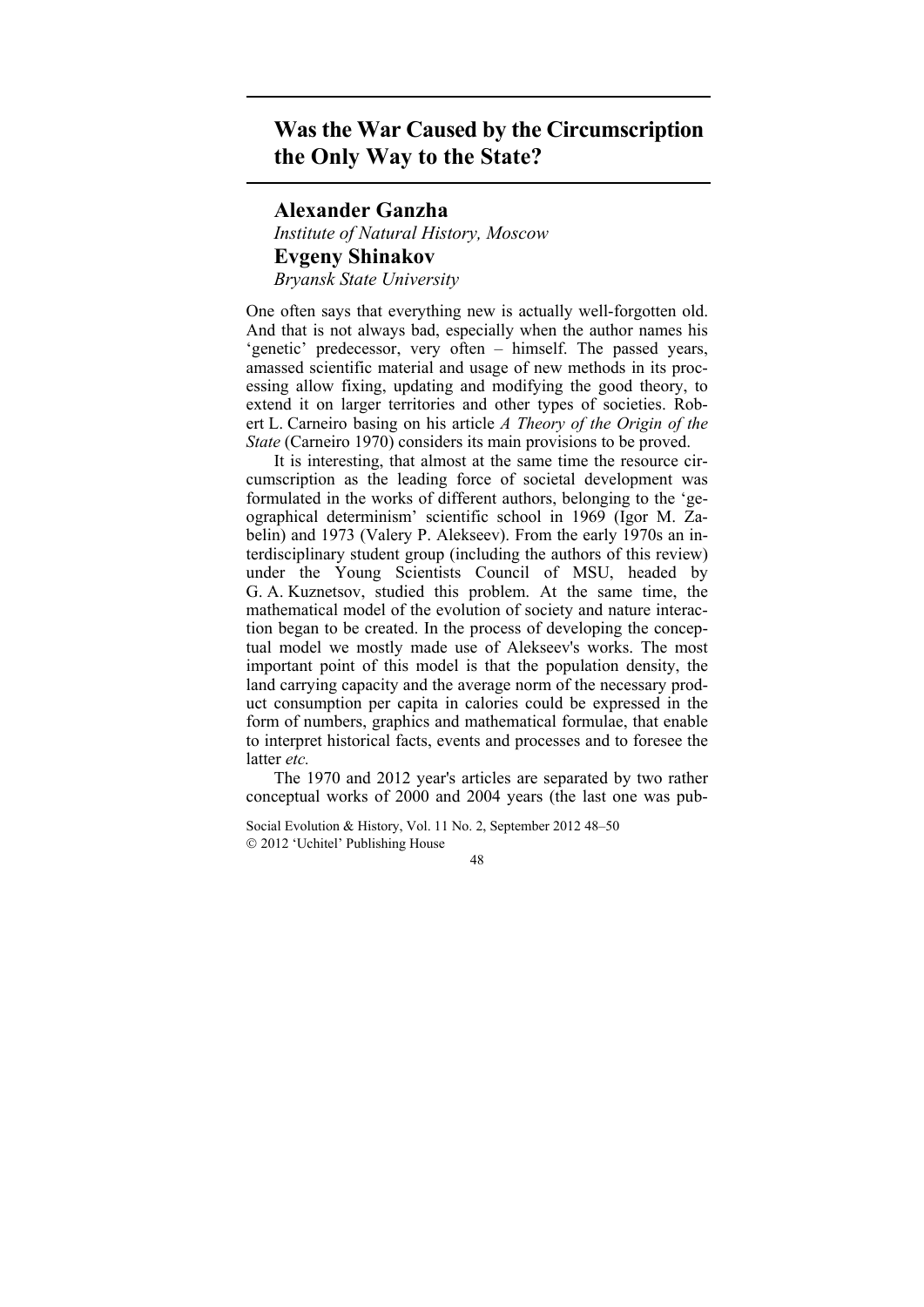# Was the War Caused by the Circumscription the Only Way to the State?

**Alexander Ganzha**

*Institute of Natural History, Moscow*

**Evgeny Shinakov**

*Bryansk State University*

One often says that everything new is actually well-forgotten old. And that is not always bad, especially when the author names his 'genetic' predecessor, very often – himself. The passed years, amassed scientific material and usage of new methods in its processing allow fixing, updating and modifying the good theory, to extend it on larger territories and other types of societies. Robert L. Carneiro basing on his article *A Theory of the Origin of the State* (Carneiro 1970) considers its main provisions to be proved.

It is interesting, that almost at the same time the resource circumscription as the leading force of societal development was formulated in the works of different authors, belonging to the 'geographical determinism' scientific school in 1969 (Igor M. Zabelin) and 1973 (Valery P. Alekseev). From the early 1970s an interdisciplinary student group (including the authors of this review) under the Young Scientists Council of MSU, headed by G. A. Kuznetsov, studied this problem. At the same time, the mathematical model of the evolution of society and nature interaction began to be created. In the process of developing the conceptual model we mostly made use of Alekseev's works. The most important point of this model is that the population density, the land carrying capacity and the average norm of the necessary product consumption per capita in calories could be expressed in the form of numbers, graphics and mathematical formulae, that enable to interpret historical facts, events and processes and to foresee the latter *etc.*

The 1970 and 2012 year's articles are separated by two rather conceptual works of 2000 and 2004 years (the last one was pub-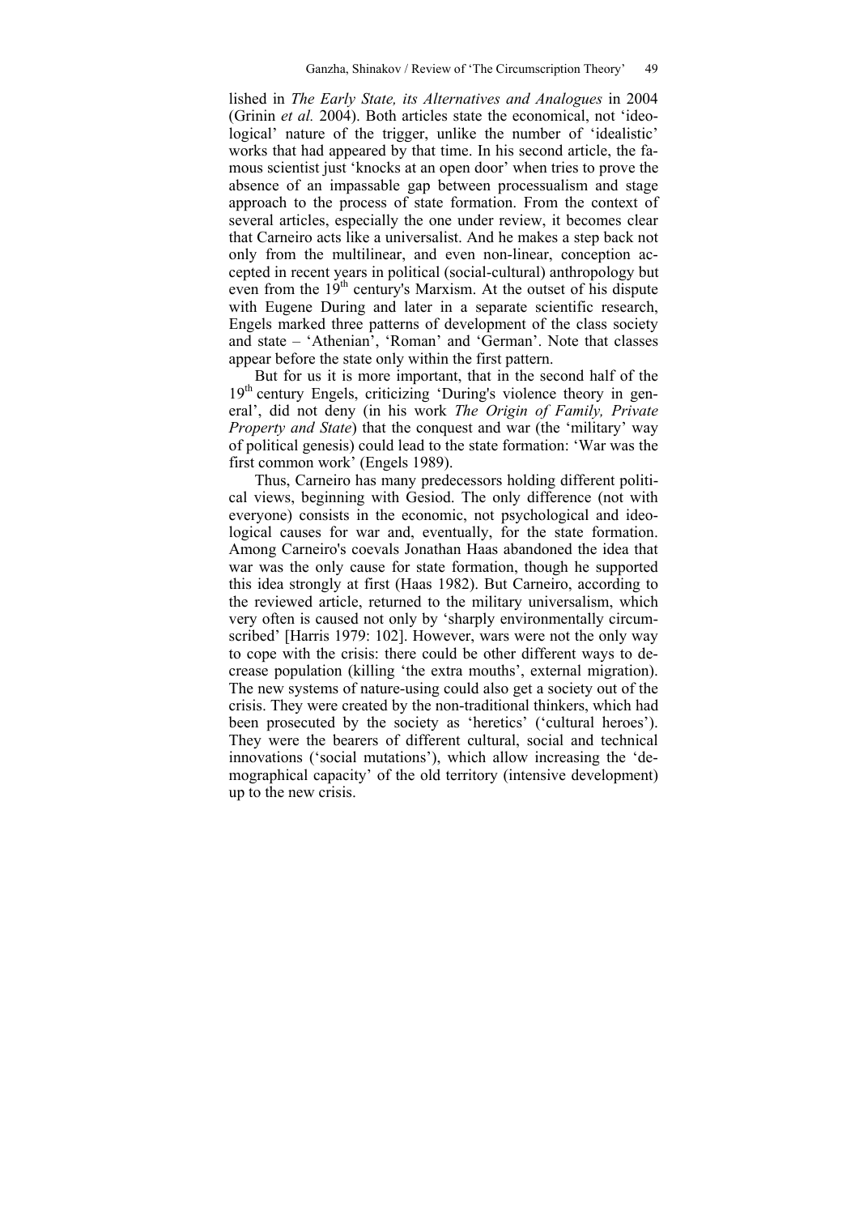lished in *The Early State, its Alternatives and Analogues* in 2004 (Grinin *et al.* 2004). Both articles state the economical, not 'ideological' nature of the trigger, unlike the number of 'idealistic' works that had appeared by that time. In his second article, the famous scientist just 'knocks at an open door' when tries to prove the absence of an impassable gap between processualism and stage approach to the process of state formation. From the context of several articles, especially the one under review, it becomes clear that Carneiro acts like a universalist. And he makes a step back not only from the multilinear, and even non-linear, conception accepted in recent years in political (social-cultural) anthropology but even from the 19th century's Marxism. At the outset of his dispute with Eugene During and later in a separate scientific research, Engels marked three patterns of development of the class society and state – 'Athenian', 'Roman' and 'German'. Note that classes appear before the state only within the first pattern.

But for us it is more important, that in the second half of the 19th century Engels, criticizing 'During's violence theory in general', did not deny (in his work *The Origin of Family, Private Property and State*) that the conquest and war (the 'military' way of political genesis) could lead to the state formation: 'War was the first common work' (Engels 1989).

Thus, Carneiro has many predecessors holding different political views, beginning with Gesiod. The only difference (not with everyone) consists in the economic, not psychological and ideological causes for war and, eventually, for the state formation. Among Carneiro's coevals Jonathan Haas abandoned the idea that war was the only cause for state formation, though he supported this idea strongly at first (Haas 1982). But Carneiro, according to the reviewed article, returned to the military universalism, which very often is caused not only by 'sharply environmentally circumscribed' [Harris 1979: 102]. However, wars were not the only way to cope with the crisis: there could be other different ways to decrease population (killing 'the extra mouths', external migration). The new systems of nature-using could also get a society out of the crisis. They were created by the non-traditional thinkers, which had been prosecuted by the society as 'heretics' ('cultural heroes'). They were the bearers of different cultural, social and technical innovations ('social mutations'), which allow increasing the 'demographical capacity' of the old territory (intensive development) up to the new crisis.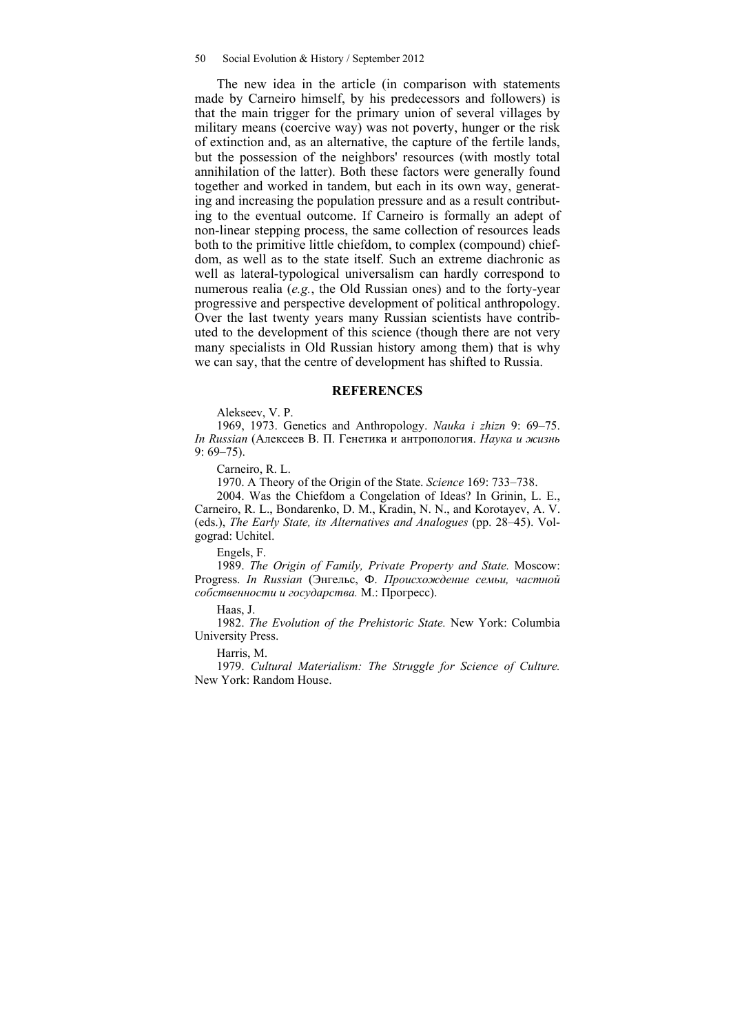The new idea in the article (in comparison with statements made by Carneiro himself, by his predecessors and followers) is that the main trigger for the primary union of several villages by military means (coercive way) was not poverty, hunger or the risk of extinction and, as an alternative, the capture of the fertile lands, but the possession of the neighbors' resources (with mostly total annihilation of the latter). Both these factors were generally found together and worked in tandem, but each in its own way, generating and increasing the population pressure and as a result contributing to the eventual outcome. If Carneiro is formally an adept of non-linear stepping process, the same collection of resources leads both to the primitive little chiefdom, to complex (compound) chiefdom, as well as to the state itself. Such an extreme diachronic as well as lateral-typological universalism can hardly correspond to numerous realia (*e.g.*, the Old Russian ones) and to the forty-year progressive and perspective development of political anthropology. Over the last twenty years many Russian scientists have contributed to the development of this science (though there are not very many specialists in Old Russian history among them) that is why we can say, that the centre of development has shifted to Russia.

## REFERENCES

Alekseev, V. P.

1969, 1973. Genetics and Anthropology. *Nauka i zhizn* 9: 69–75. *In Russian* (Алексеев В. П. Генетика и антропология. *Наука и жизнь* 9: 69–75).

Carneiro, R. L.

1970. A Theory of the Origin of the State. *Science* 169: 733–738.

2004. Was the Chiefdom a Congelation of Ideas? In Grinin, L. E., Carneiro, R. L., Bondarenko, D. M., Kradin, N. N., and Korotayev, A. V. (eds.), *The Early State, its Alternatives and Analogues* (pp. 28–45). Volgograd: Uchitel.

Engels, F.

1989. *The Origin of Family, Private Property and State.* Moscow: Progress. *In Russian* (Энгельс, Ф. *Происхождение семьи, частной собственности и государства.* М.: Прогресс).

Haas, J.

1982. *The Evolution of the Prehistoric State.* New York: Columbia University Press.

Harris, M.

1979. *Cultural Materialism: The Struggle for Science of Culture.* New York: Random House.